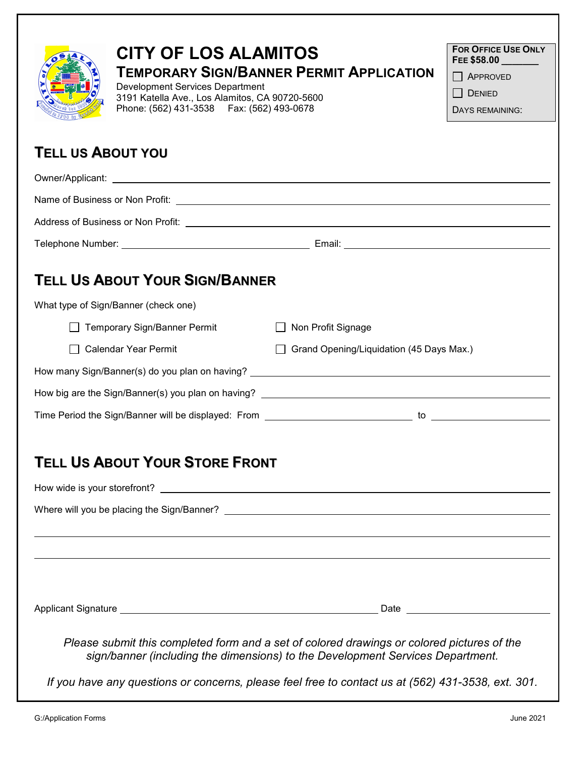# CITY OF LOS ALAMITOS

## TEMPORARY SIGN/BANNER PERMIT APPLICATION

Development Services Department
3191 Katella Ave., Los Alamitos, CA 90720-5600
Phone: (562) 431-3538 Fax: (562) 493-0678

**FOR OFFICE USE ONLY**
**FEE $58.00 ______**

☐ APPROVED

☐ DENIED

DAYS REMAINING:

## TELL US ABOUT YOU

Owner/Applicant: ______________________________

Name of Business or Non Profit: ______________________________

Address of Business or Non Profit: ______________________________

Telephone Number: ______________________ Email: ______________________

## TELL US ABOUT YOUR SIGN/BANNER

What type of Sign/Banner (check one)

☐ Temporary Sign/Banner Permit ☐ Non Profit Signage

☐ Calendar Year Permit ☐ Grand Opening/Liquidation (45 Days Max.)

How many Sign/Banner(s) do you plan on having? ______________________________

How big are the Sign/Banner(s) you plan on having? ______________________________

Time Period the Sign/Banner will be displayed: From ______________ to ______________

## TELL US ABOUT YOUR STORE FRONT

How wide is your storefront? ______________________________

Where will you be placing the Sign/Banner? ______________________________

______________________________

______________________________

Applicant Signature ______________________________ Date ______________

*Please submit this completed form and a set of colored drawings or colored pictures of the sign/banner (including the dimensions) to the Development Services Department.*

*If you have any questions or concerns, please feel free to contact us at (562) 431-3538, ext. 301.*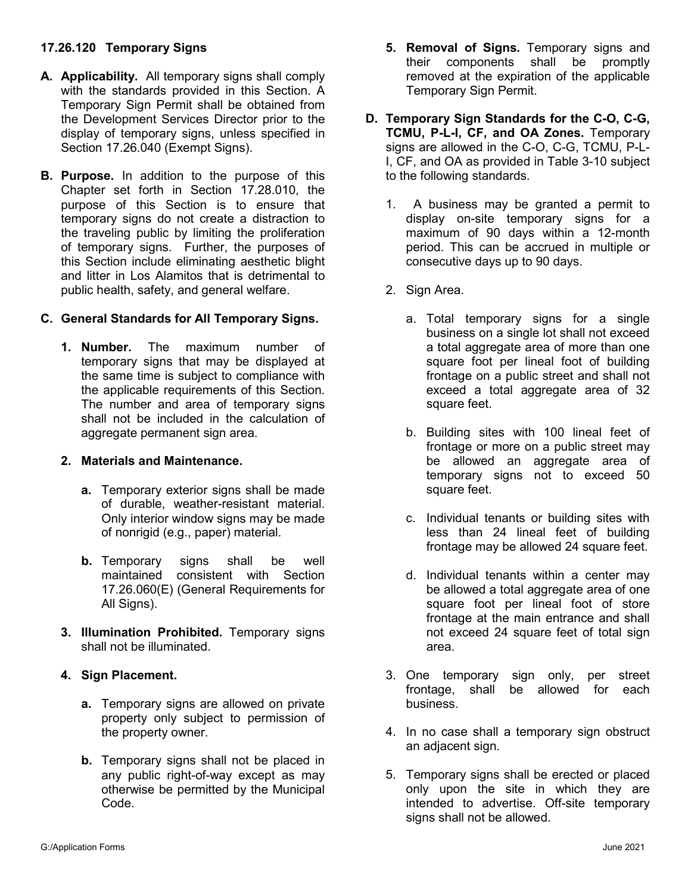### 17.26.120 Temporary Signs

**A. Applicability.** All temporary signs shall comply with the standards provided in this Section. A Temporary Sign Permit shall be obtained from the Development Services Director prior to the display of temporary signs, unless specified in Section 17.26.040 (Exempt Signs).

**B. Purpose.** In addition to the purpose of this Chapter set forth in Section 17.28.010, the purpose of this Section is to ensure that temporary signs do not create a distraction to the traveling public by limiting the proliferation of temporary signs. Further, the purposes of this Section include eliminating aesthetic blight and litter in Los Alamitos that is detrimental to public health, safety, and general welfare.

**C. General Standards for All Temporary Signs.**

1. **Number.** The maximum number of temporary signs that may be displayed at the same time is subject to compliance with the applicable requirements of this Section. The number and area of temporary signs shall not be included in the calculation of aggregate permanent sign area.

2. **Materials and Maintenance.**

   a. Temporary exterior signs shall be made of durable, weather-resistant material. Only interior window signs may be made of nonrigid (e.g., paper) material.

   b. Temporary signs shall be well maintained consistent with Section 17.26.060(E) (General Requirements for All Signs).

3. **Illumination Prohibited.** Temporary signs shall not be illuminated.

4. **Sign Placement.**

   a. Temporary signs are allowed on private property only subject to permission of the property owner.

   b. Temporary signs shall not be placed in any public right-of-way except as may otherwise be permitted by the Municipal Code.

5. **Removal of Signs.** Temporary signs and their components shall be promptly removed at the expiration of the applicable Temporary Sign Permit.

**D. Temporary Sign Standards for the C-O, C-G, TCMU, P-L-I, CF, and OA Zones.** Temporary signs are allowed in the C-O, C-G, TCMU, P-L-I, CF, and OA as provided in Table 3-10 subject to the following standards.

1. A business may be granted a permit to display on-site temporary signs for a maximum of 90 days within a 12-month period. This can be accrued in multiple or consecutive days up to 90 days.

2. Sign Area.

   a. Total temporary signs for a single business on a single lot shall not exceed a total aggregate area of more than one square foot per lineal foot of building frontage on a public street and shall not exceed a total aggregate area of 32 square feet.

   b. Building sites with 100 lineal feet of frontage or more on a public street may be allowed an aggregate area of temporary signs not to exceed 50 square feet.

   c. Individual tenants or building sites with less than 24 lineal feet of building frontage may be allowed 24 square feet.

   d. Individual tenants within a center may be allowed a total aggregate area of one square foot per lineal foot of store frontage at the main entrance and shall not exceed 24 square feet of total sign area.

3. One temporary sign only, per street frontage, shall be allowed for each business.

4. In no case shall a temporary sign obstruct an adjacent sign.

5. Temporary signs shall be erected or placed only upon the site in which they are intended to advertise. Off-site temporary signs shall not be allowed.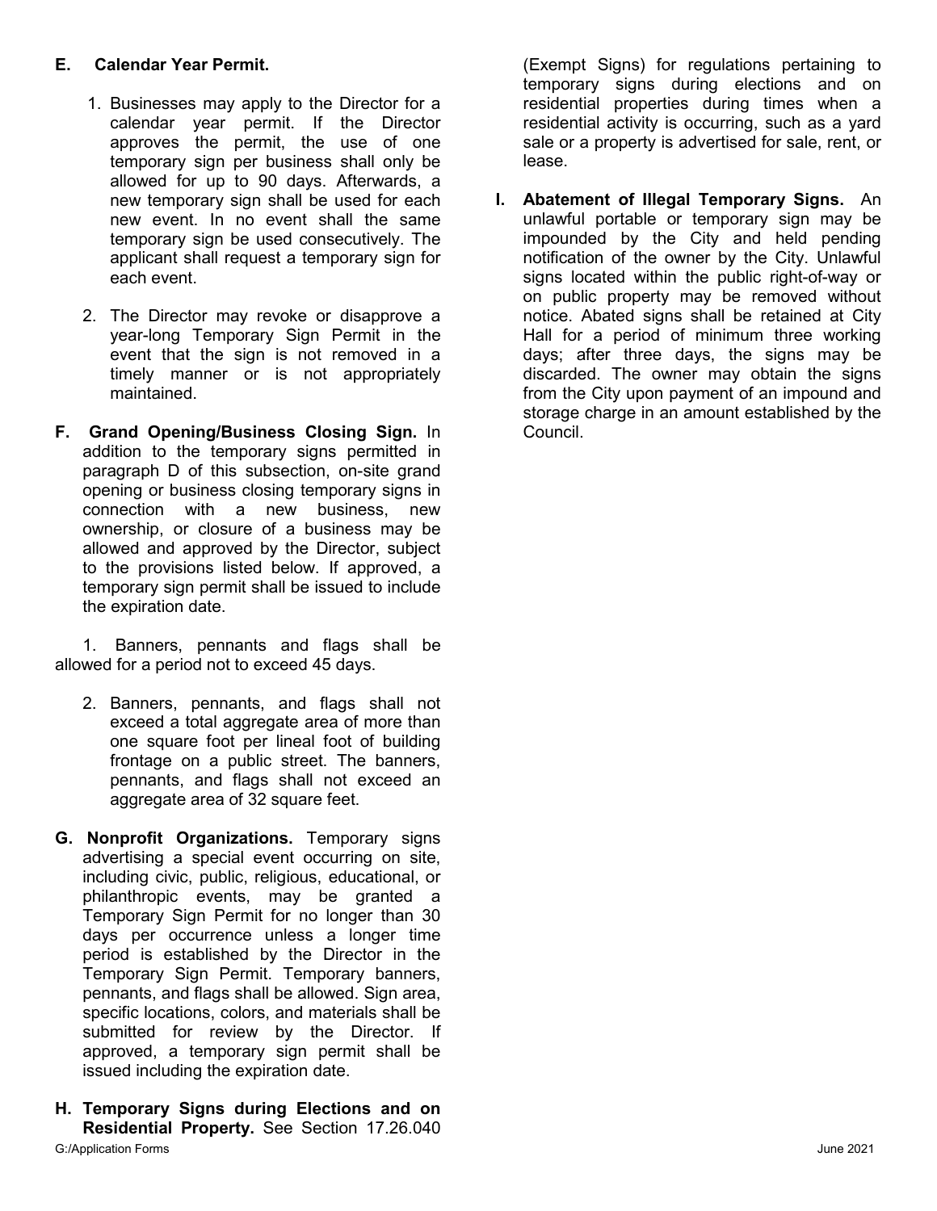**E. Calendar Year Permit.**

1. Businesses may apply to the Director for a calendar year permit. If the Director approves the permit, the use of one temporary sign per business shall only be allowed for up to 90 days. Afterwards, a new temporary sign shall be used for each new event. In no event shall the same temporary sign be used consecutively. The applicant shall request a temporary sign for each event.

2. The Director may revoke or disapprove a year-long Temporary Sign Permit in the event that the sign is not removed in a timely manner or is not appropriately maintained.

**F. Grand Opening/Business Closing Sign.** In addition to the temporary signs permitted in paragraph D of this subsection, on-site grand opening or business closing temporary signs in connection with a new business, new ownership, or closure of a business may be allowed and approved by the Director, subject to the provisions listed below. If approved, a temporary sign permit shall be issued to include the expiration date.

1. Banners, pennants and flags shall be allowed for a period not to exceed 45 days.

2. Banners, pennants, and flags shall not exceed a total aggregate area of more than one square foot per lineal foot of building frontage on a public street. The banners, pennants, and flags shall not exceed an aggregate area of 32 square feet.

**G. Nonprofit Organizations.** Temporary signs advertising a special event occurring on site, including civic, public, religious, educational, or philanthropic events, may be granted a Temporary Sign Permit for no longer than 30 days per occurrence unless a longer time period is established by the Director in the Temporary Sign Permit. Temporary banners, pennants, and flags shall be allowed. Sign area, specific locations, colors, and materials shall be submitted for review by the Director. If approved, a temporary sign permit shall be issued including the expiration date.

**H. Temporary Signs during Elections and on Residential Property.** See Section 17.26.040 (Exempt Signs) for regulations pertaining to temporary signs during elections and on residential properties during times when a residential activity is occurring, such as a yard sale or a property is advertised for sale, rent, or lease.

**I. Abatement of Illegal Temporary Signs.** An unlawful portable or temporary sign may be impounded by the City and held pending notification of the owner by the City. Unlawful signs located within the public right-of-way or on public property may be removed without notice. Abated signs shall be retained at City Hall for a period of minimum three working days; after three days, the signs may be discarded. The owner may obtain the signs from the City upon payment of an impound and storage charge in an amount established by the Council.